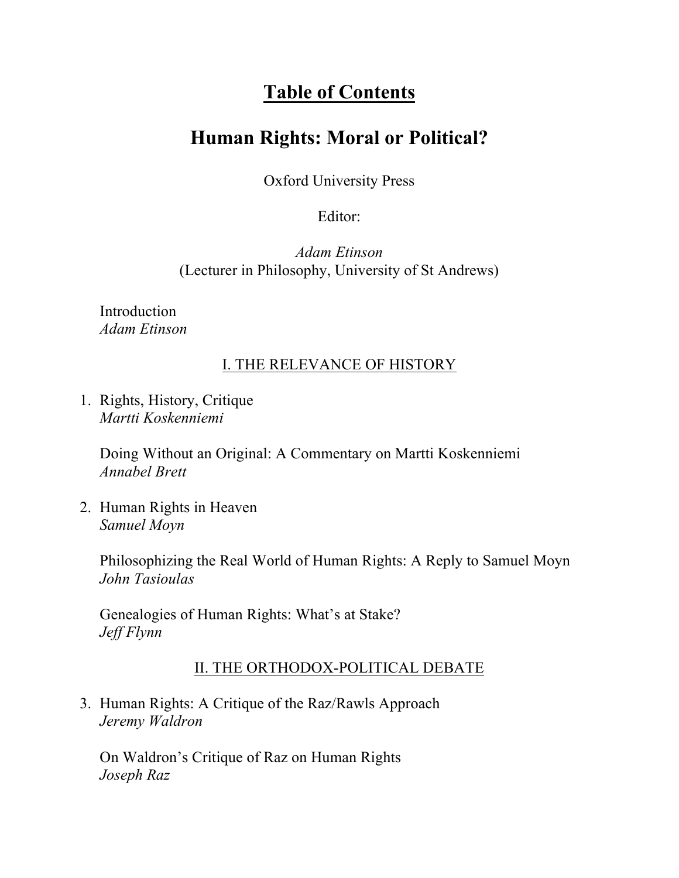# Table of Contents

## Human Rights: Moral or Political?

Oxford University Press

Editor:

*Adam Etinson*
(Lecturer in Philosophy, University of St Andrews)

Introduction
*Adam Etinson*

### I. THE RELEVANCE OF HISTORY

1. Rights, History, Critique
   *Martti Koskenniemi*

   Doing Without an Original: A Commentary on Martti Koskenniemi
   *Annabel Brett*

2. Human Rights in Heaven
   *Samuel Moyn*

   Philosophizing the Real World of Human Rights: A Reply to Samuel Moyn
   *John Tasioulas*

   Genealogies of Human Rights: What's at Stake?
   *Jeff Flynn*

### II. THE ORTHODOX-POLITICAL DEBATE

3. Human Rights: A Critique of the Raz/Rawls Approach
   *Jeremy Waldron*

   On Waldron's Critique of Raz on Human Rights
   *Joseph Raz*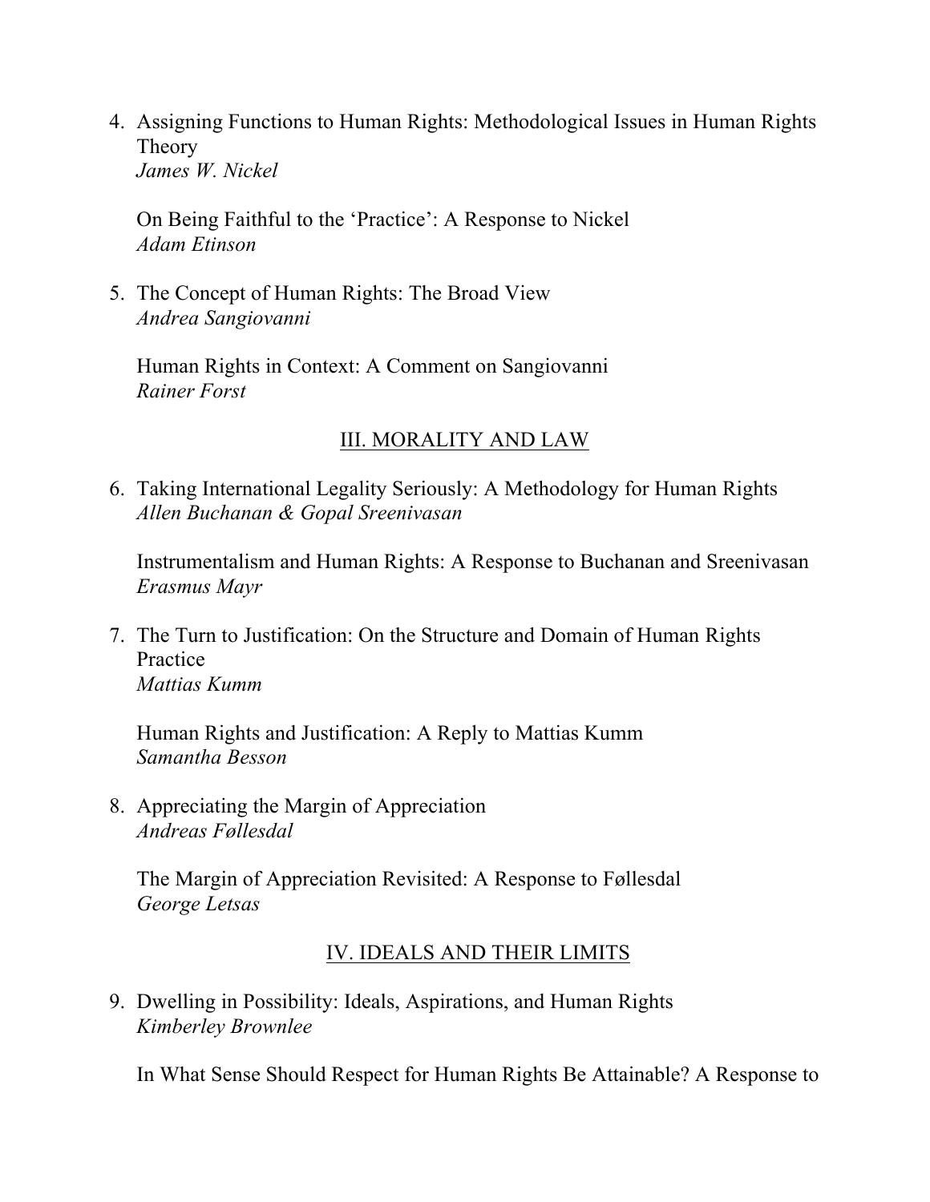4. Assigning Functions to Human Rights: Methodological Issues in Human Rights Theory
   *James W. Nickel*

   On Being Faithful to the 'Practice': A Response to Nickel
   *Adam Etinson*

5. The Concept of Human Rights: The Broad View
   *Andrea Sangiovanni*

   Human Rights in Context: A Comment on Sangiovanni
   *Rainer Forst*

## III. MORALITY AND LAW

6. Taking International Legality Seriously: A Methodology for Human Rights
   *Allen Buchanan & Gopal Sreenivasan*

   Instrumentalism and Human Rights: A Response to Buchanan and Sreenivasan
   *Erasmus Mayr*

7. The Turn to Justification: On the Structure and Domain of Human Rights Practice
   *Mattias Kumm*

   Human Rights and Justification: A Reply to Mattias Kumm
   *Samantha Besson*

8. Appreciating the Margin of Appreciation
   *Andreas Føllesdal*

   The Margin of Appreciation Revisited: A Response to Føllesdal
   *George Letsas*

## IV. IDEALS AND THEIR LIMITS

9. Dwelling in Possibility: Ideals, Aspirations, and Human Rights
   *Kimberley Brownlee*

   In What Sense Should Respect for Human Rights Be Attainable? A Response to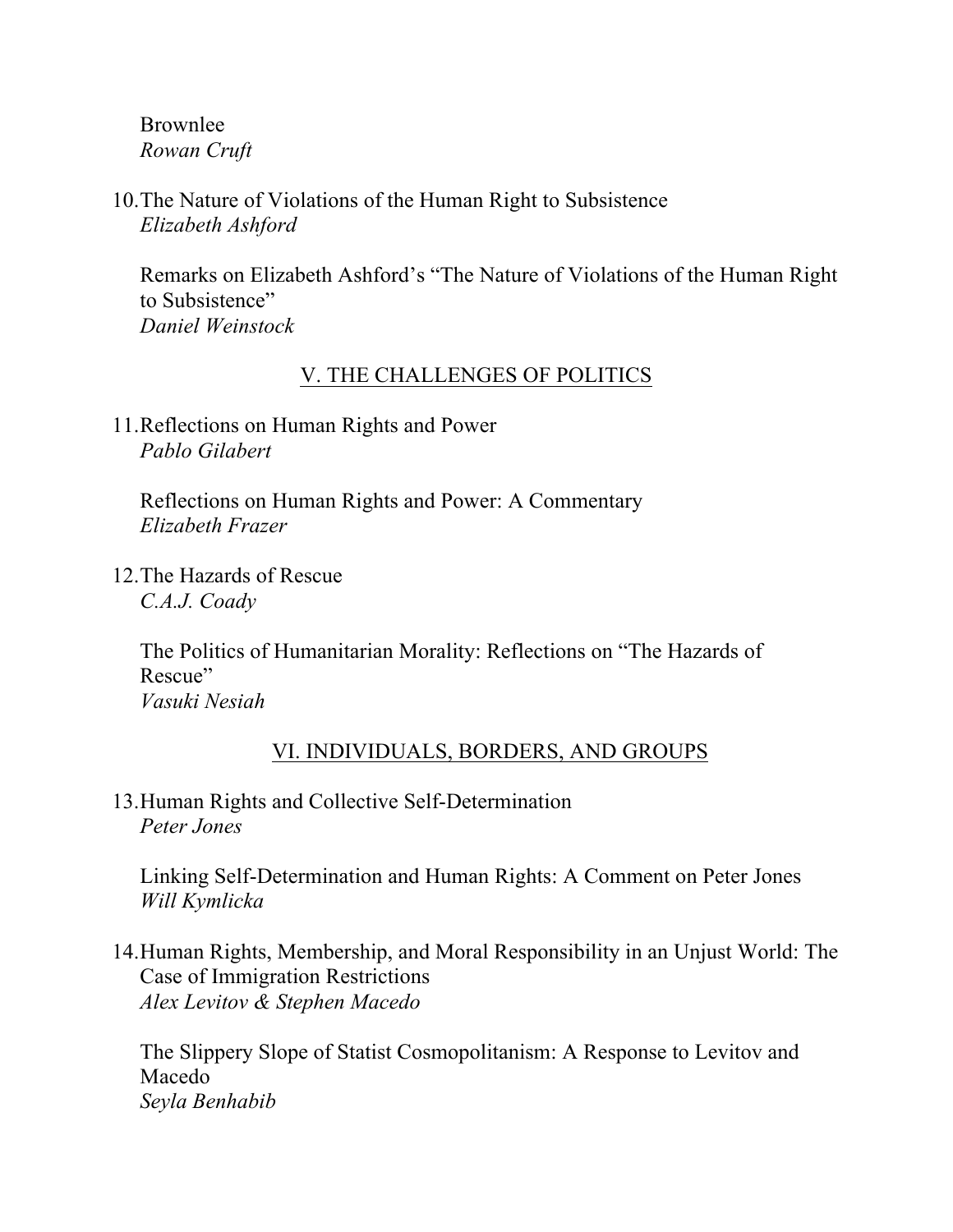Brownlee
*Rowan Cruft*

10. The Nature of Violations of the Human Right to Subsistence
    *Elizabeth Ashford*

    Remarks on Elizabeth Ashford's "The Nature of Violations of the Human Right to Subsistence"
    *Daniel Weinstock*

## V. THE CHALLENGES OF POLITICS

11. Reflections on Human Rights and Power
    *Pablo Gilabert*

    Reflections on Human Rights and Power: A Commentary
    *Elizabeth Frazer*

12. The Hazards of Rescue
    *C.A.J. Coady*

    The Politics of Humanitarian Morality: Reflections on "The Hazards of Rescue"
    *Vasuki Nesiah*

## VI. INDIVIDUALS, BORDERS, AND GROUPS

13. Human Rights and Collective Self-Determination
    *Peter Jones*

    Linking Self-Determination and Human Rights: A Comment on Peter Jones
    *Will Kymlicka*

14. Human Rights, Membership, and Moral Responsibility in an Unjust World: The Case of Immigration Restrictions
    *Alex Levitov & Stephen Macedo*

    The Slippery Slope of Statist Cosmopolitanism: A Response to Levitov and Macedo
    *Seyla Benhabib*